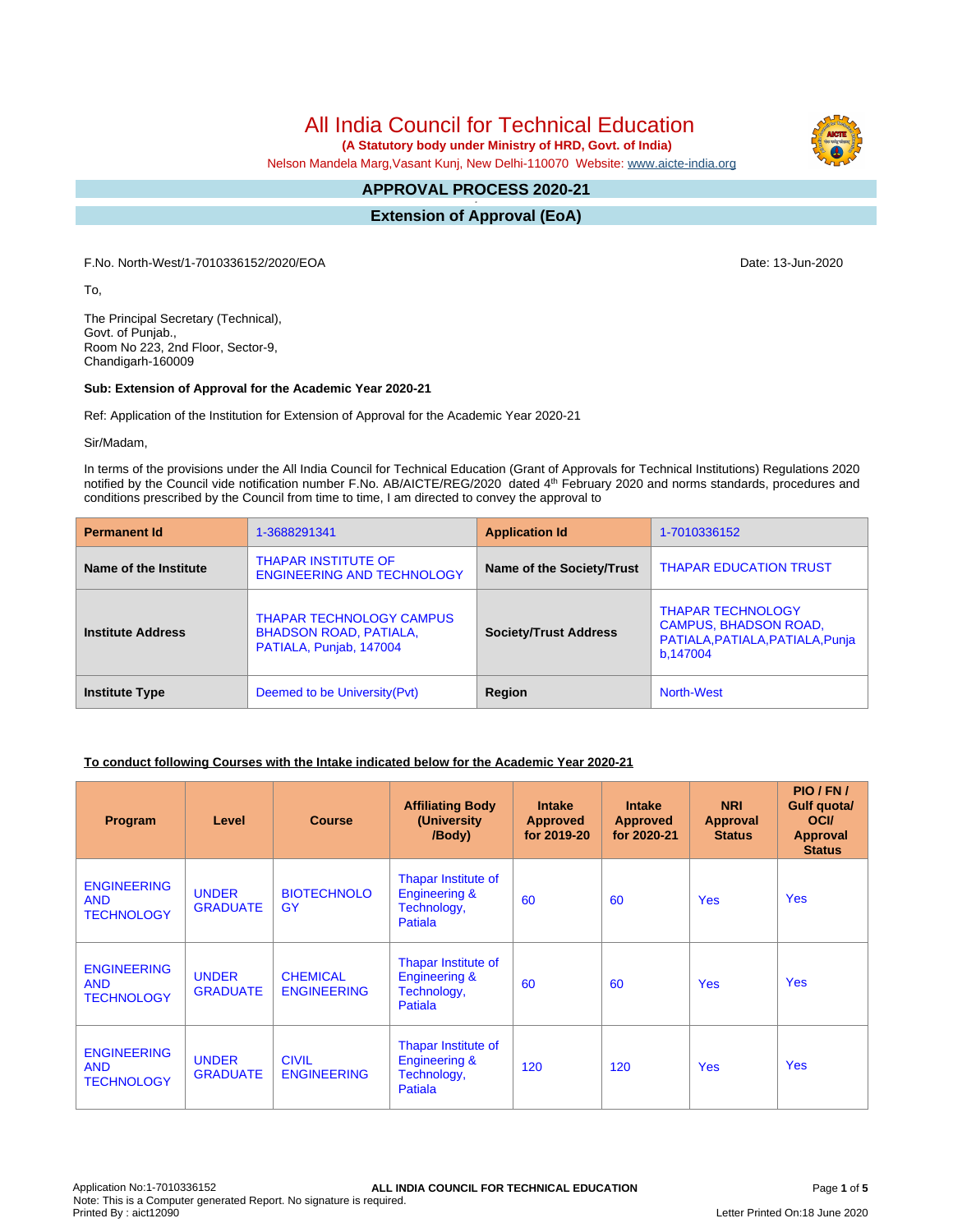# All India Council for Technical Education

**(A Statutory body under Ministry of HRD, Govt. of India)**

Nelson Mandela Marg,Vasant Kunj, New Delhi-110070 Website: www.aicte-india.org

## APPROVAL PROCESS 2020-21

## Extension of Approval (EoA)

F.No. North-West/1-7010336152/2020/EOA

Date: 13-Jun-2020

To,

The Principal Secretary (Technical),
Govt. of Punjab.,
Room No 223, 2nd Floor, Sector-9,
Chandigarh-160009

**Sub: Extension of Approval for the Academic Year 2020-21**

Ref: Application of the Institution for Extension of Approval for the Academic Year 2020-21

Sir/Madam,

In terms of the provisions under the All India Council for Technical Education (Grant of Approvals for Technical Institutions) Regulations 2020 notified by the Council vide notification number F.No. AB/AICTE/REG/2020 dated 4th February 2020 and norms standards, procedures and conditions prescribed by the Council from time to time, I am directed to convey the approval to

| **Permanent Id** | 1-3688291341 | **Application Id** | 1-7010336152 |
|---|---|---|---|
| **Name of the Institute** | THAPAR INSTITUTE OF ENGINEERING AND TECHNOLOGY | **Name of the Society/Trust** | THAPAR EDUCATION TRUST |
| **Institute Address** | THAPAR TECHNOLOGY CAMPUS BHADSON ROAD, PATIALA, PATIALA, Punjab, 147004 | **Society/Trust Address** | THAPAR TECHNOLOGY CAMPUS, BHADSON ROAD, PATIALA,PATIALA,PATIALA,Punjab,147004 |
| **Institute Type** | Deemed to be University(Pvt) | **Region** | North-West |

**To conduct following Courses with the Intake indicated below for the Academic Year 2020-21**

| Program | Level | Course | Affiliating Body (University /Body) | Intake Approved for 2019-20 | Intake Approved for 2020-21 | NRI Approval Status | PIO / FN / Gulf quota/ OCI/ Approval Status |
|---|---|---|---|---|---|---|---|
| ENGINEERING AND TECHNOLOGY | UNDER GRADUATE | BIOTECHNOLOGY | Thapar Institute of Engineering & Technology, Patiala | 60 | 60 | Yes | Yes |
| ENGINEERING AND TECHNOLOGY | UNDER GRADUATE | CHEMICAL ENGINEERING | Thapar Institute of Engineering & Technology, Patiala | 60 | 60 | Yes | Yes |
| ENGINEERING AND TECHNOLOGY | UNDER GRADUATE | CIVIL ENGINEERING | Thapar Institute of Engineering & Technology, Patiala | 120 | 120 | Yes | Yes |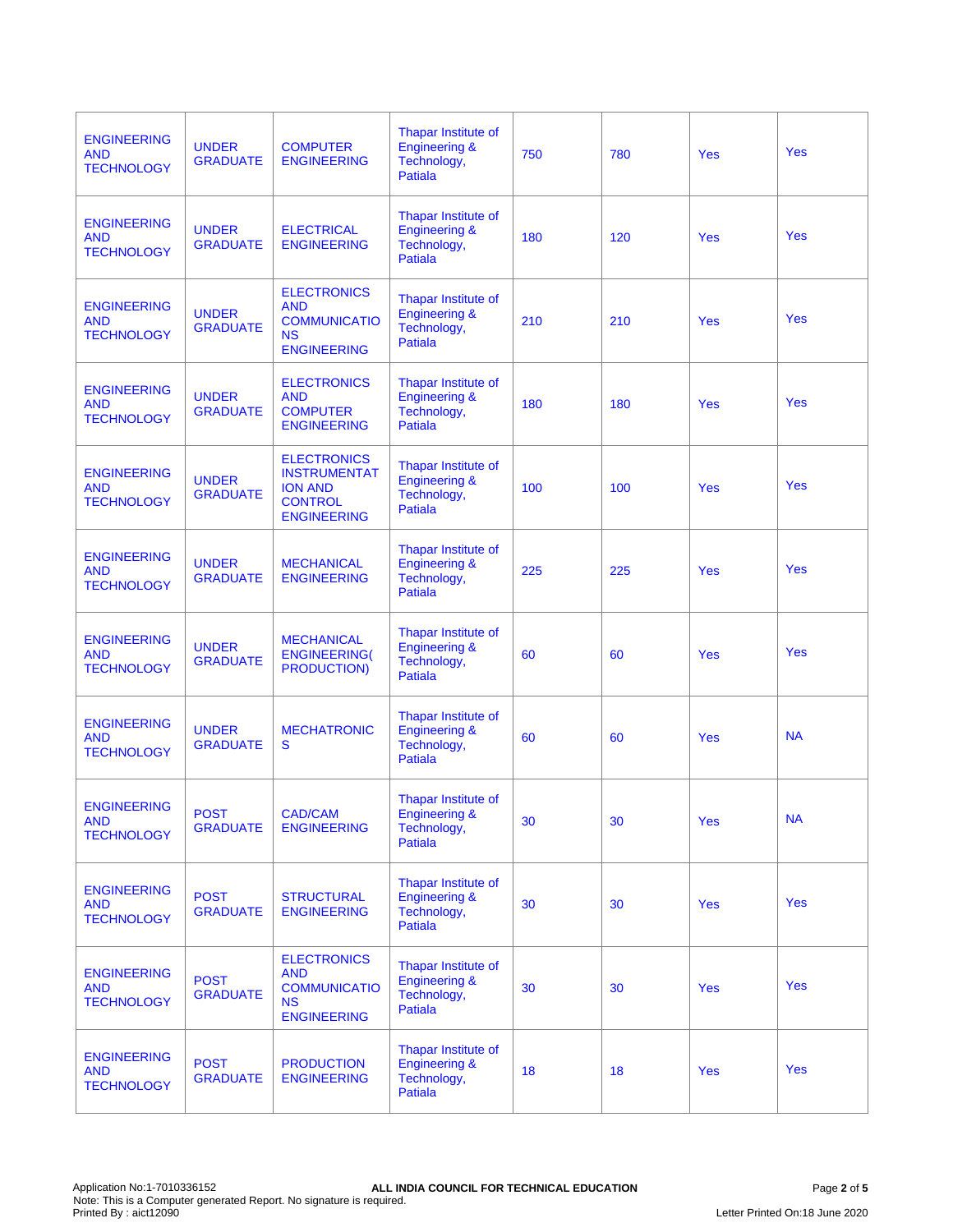| ENGINEERING AND TECHNOLOGY | UNDER GRADUATE | COMPUTER ENGINEERING | Thapar Institute of Engineering & Technology, Patiala | 750 | 780 | Yes | Yes |
|---|---|---|---|---|---|---|---|
| ENGINEERING AND TECHNOLOGY | UNDER GRADUATE | ELECTRICAL ENGINEERING | Thapar Institute of Engineering & Technology, Patiala | 180 | 120 | Yes | Yes |
| ENGINEERING AND TECHNOLOGY | UNDER GRADUATE | ELECTRONICS AND COMMUNICATIONS ENGINEERING | Thapar Institute of Engineering & Technology, Patiala | 210 | 210 | Yes | Yes |
| ENGINEERING AND TECHNOLOGY | UNDER GRADUATE | ELECTRONICS AND COMPUTER ENGINEERING | Thapar Institute of Engineering & Technology, Patiala | 180 | 180 | Yes | Yes |
| ENGINEERING AND TECHNOLOGY | UNDER GRADUATE | ELECTRONICS INSTRUMENTATION AND CONTROL ENGINEERING | Thapar Institute of Engineering & Technology, Patiala | 100 | 100 | Yes | Yes |
| ENGINEERING AND TECHNOLOGY | UNDER GRADUATE | MECHANICAL ENGINEERING | Thapar Institute of Engineering & Technology, Patiala | 225 | 225 | Yes | Yes |
| ENGINEERING AND TECHNOLOGY | UNDER GRADUATE | MECHANICAL ENGINEERING( PRODUCTION) | Thapar Institute of Engineering & Technology, Patiala | 60 | 60 | Yes | Yes |
| ENGINEERING AND TECHNOLOGY | UNDER GRADUATE | MECHATRONICS | Thapar Institute of Engineering & Technology, Patiala | 60 | 60 | Yes | NA |
| ENGINEERING AND TECHNOLOGY | POST GRADUATE | CAD/CAM ENGINEERING | Thapar Institute of Engineering & Technology, Patiala | 30 | 30 | Yes | NA |
| ENGINEERING AND TECHNOLOGY | POST GRADUATE | STRUCTURAL ENGINEERING | Thapar Institute of Engineering & Technology, Patiala | 30 | 30 | Yes | Yes |
| ENGINEERING AND TECHNOLOGY | POST GRADUATE | ELECTRONICS AND COMMUNICATIONS ENGINEERING | Thapar Institute of Engineering & Technology, Patiala | 30 | 30 | Yes | Yes |
| ENGINEERING AND TECHNOLOGY | POST GRADUATE | PRODUCTION ENGINEERING | Thapar Institute of Engineering & Technology, Patiala | 18 | 18 | Yes | Yes |

Application No:1-7010336152
Note: This is a Computer generated Report. No signature is required.
Printed By : aict12090

**ALL INDIA COUNCIL FOR TECHNICAL EDUCATION**

Letter Printed On:18 June 2020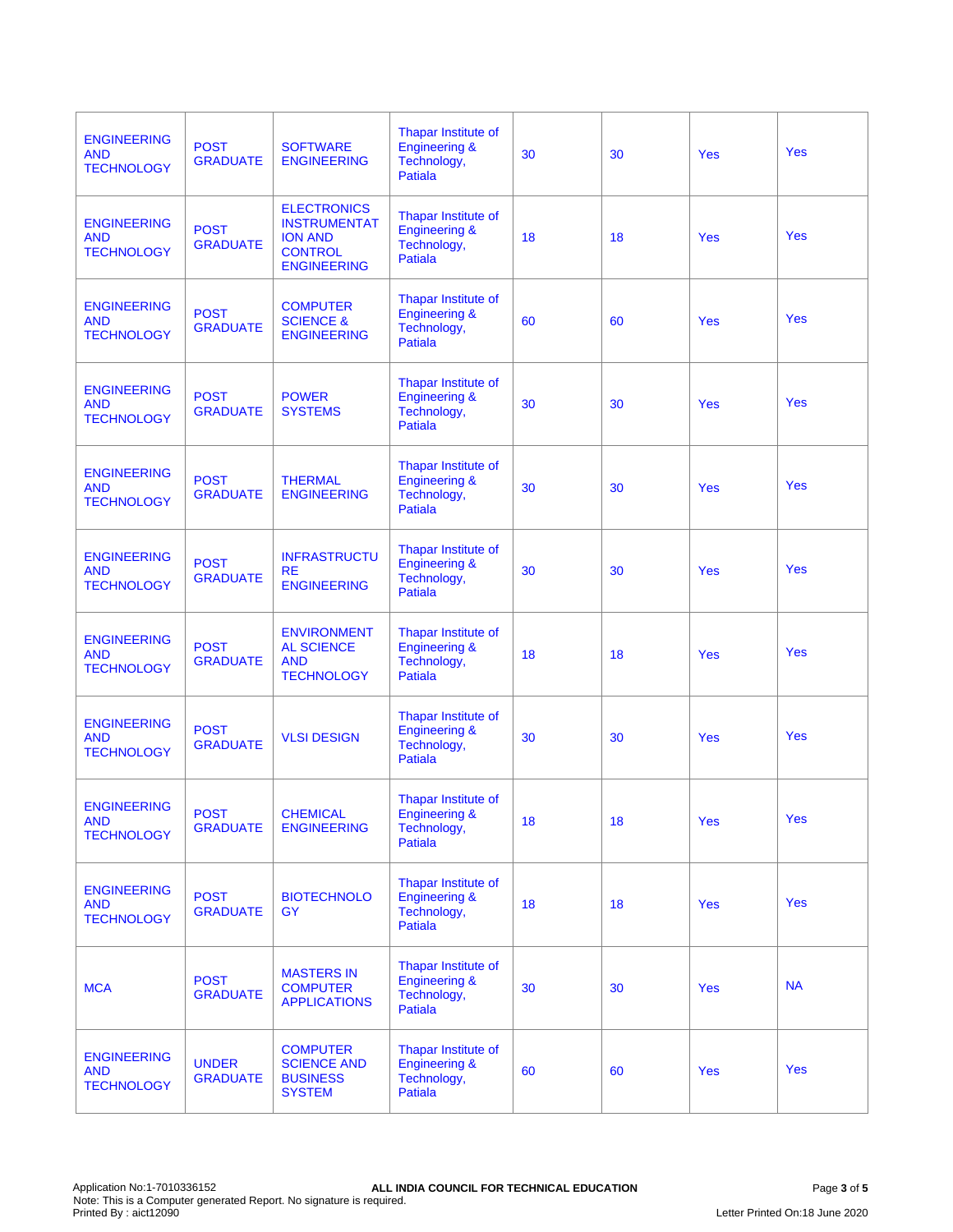| | | | | | | | |
|---|---|---|---|---|---|---|---|
| ENGINEERING AND TECHNOLOGY | POST GRADUATE | SOFTWARE ENGINEERING | Thapar Institute of Engineering & Technology, Patiala | 30 | 30 | Yes | Yes |
| ENGINEERING AND TECHNOLOGY | POST GRADUATE | ELECTRONICS INSTRUMENTATION AND CONTROL ENGINEERING | Thapar Institute of Engineering & Technology, Patiala | 18 | 18 | Yes | Yes |
| ENGINEERING AND TECHNOLOGY | POST GRADUATE | COMPUTER SCIENCE & ENGINEERING | Thapar Institute of Engineering & Technology, Patiala | 60 | 60 | Yes | Yes |
| ENGINEERING AND TECHNOLOGY | POST GRADUATE | POWER SYSTEMS | Thapar Institute of Engineering & Technology, Patiala | 30 | 30 | Yes | Yes |
| ENGINEERING AND TECHNOLOGY | POST GRADUATE | THERMAL ENGINEERING | Thapar Institute of Engineering & Technology, Patiala | 30 | 30 | Yes | Yes |
| ENGINEERING AND TECHNOLOGY | POST GRADUATE | INFRASTRUCTURE ENGINEERING | Thapar Institute of Engineering & Technology, Patiala | 30 | 30 | Yes | Yes |
| ENGINEERING AND TECHNOLOGY | POST GRADUATE | ENVIRONMENTAL SCIENCE AND TECHNOLOGY | Thapar Institute of Engineering & Technology, Patiala | 18 | 18 | Yes | Yes |
| ENGINEERING AND TECHNOLOGY | POST GRADUATE | VLSI DESIGN | Thapar Institute of Engineering & Technology, Patiala | 30 | 30 | Yes | Yes |
| ENGINEERING AND TECHNOLOGY | POST GRADUATE | CHEMICAL ENGINEERING | Thapar Institute of Engineering & Technology, Patiala | 18 | 18 | Yes | Yes |
| ENGINEERING AND TECHNOLOGY | POST GRADUATE | BIOTECHNOLOGY | Thapar Institute of Engineering & Technology, Patiala | 18 | 18 | Yes | Yes |
| MCA | POST GRADUATE | MASTERS IN COMPUTER APPLICATIONS | Thapar Institute of Engineering & Technology, Patiala | 30 | 30 | Yes | NA |
| ENGINEERING AND TECHNOLOGY | UNDER GRADUATE | COMPUTER SCIENCE AND BUSINESS SYSTEM | Thapar Institute of Engineering & Technology, Patiala | 60 | 60 | Yes | Yes |

Application No:1-7010336152 **ALL INDIA COUNCIL FOR TECHNICAL EDUCATION**
Note: This is a Computer generated Report. No signature is required.
Printed By : aict12090 Letter Printed On:18 June 2020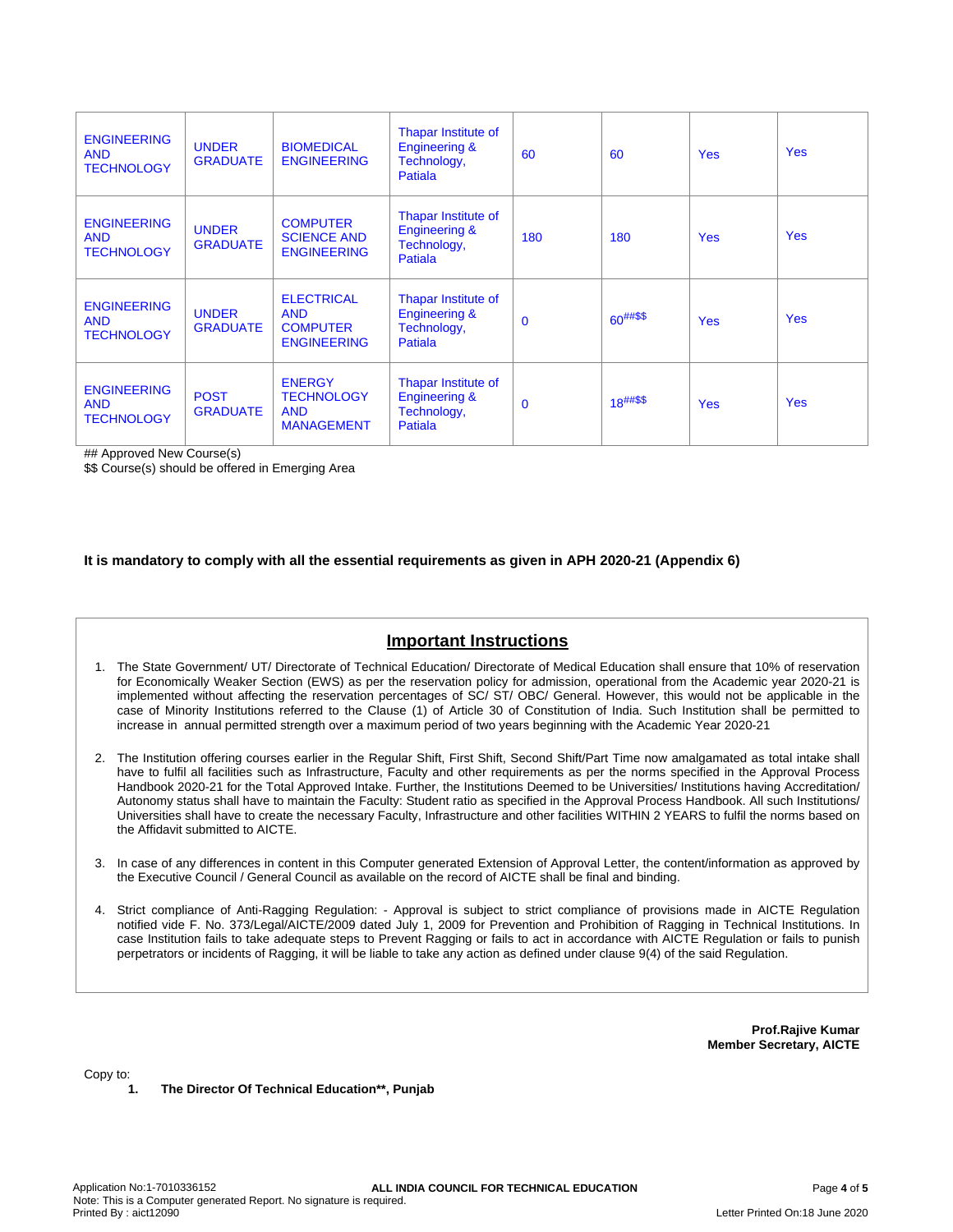| | | | | | | | |
|---|---|---|---|---|---|---|---|
| ENGINEERING AND TECHNOLOGY | UNDER GRADUATE | BIOMEDICAL ENGINEERING | Thapar Institute of Engineering & Technology, Patiala | 60 | 60 | Yes | Yes |
| ENGINEERING AND TECHNOLOGY | UNDER GRADUATE | COMPUTER SCIENCE AND ENGINEERING | Thapar Institute of Engineering & Technology, Patiala | 180 | 180 | Yes | Yes |
| ENGINEERING AND TECHNOLOGY | UNDER GRADUATE | ELECTRICAL AND COMPUTER ENGINEERING | Thapar Institute of Engineering & Technology, Patiala | 0 | 60##$$ | Yes | Yes |
| ENGINEERING AND TECHNOLOGY | POST GRADUATE | ENERGY TECHNOLOGY AND MANAGEMENT | Thapar Institute of Engineering & Technology, Patiala | 0 | 18##$$ | Yes | Yes |

## Approved New Course(s)
$$ Course(s) should be offered in Emerging Area

**It is mandatory to comply with all the essential requirements as given in APH 2020-21 (Appendix 6)**

## Important Instructions

1. The State Government/ UT/ Directorate of Technical Education/ Directorate of Medical Education shall ensure that 10% of reservation for Economically Weaker Section (EWS) as per the reservation policy for admission, operational from the Academic year 2020-21 is implemented without affecting the reservation percentages of SC/ ST/ OBC/ General. However, this would not be applicable in the case of Minority Institutions referred to the Clause (1) of Article 30 of Constitution of India. Such Institution shall be permitted to increase in annual permitted strength over a maximum period of two years beginning with the Academic Year 2020-21

2. The Institution offering courses earlier in the Regular Shift, First Shift, Second Shift/Part Time now amalgamated as total intake shall have to fulfil all facilities such as Infrastructure, Faculty and other requirements as per the norms specified in the Approval Process Handbook 2020-21 for the Total Approved Intake. Further, the Institutions Deemed to be Universities/ Institutions having Accreditation/ Autonomy status shall have to maintain the Faculty: Student ratio as specified in the Approval Process Handbook. All such Institutions/ Universities shall have to create the necessary Faculty, Infrastructure and other facilities WITHIN 2 YEARS to fulfil the norms based on the Affidavit submitted to AICTE.

3. In case of any differences in content in this Computer generated Extension of Approval Letter, the content/information as approved by the Executive Council / General Council as available on the record of AICTE shall be final and binding.

4. Strict compliance of Anti-Ragging Regulation: - Approval is subject to strict compliance of provisions made in AICTE Regulation notified vide F. No. 373/Legal/AICTE/2009 dated July 1, 2009 for Prevention and Prohibition of Ragging in Technical Institutions. In case Institution fails to take adequate steps to Prevent Ragging or fails to act in accordance with AICTE Regulation or fails to punish perpetrators or incidents of Ragging, it will be liable to take any action as defined under clause 9(4) of the said Regulation.

**Prof.Rajive Kumar**
**Member Secretary, AICTE**

Copy to:

1. **The Director Of Technical Education**, Punjab**

Application No:1-7010336152
Note: This is a Computer generated Report. No signature is required.
Printed By : aict12090

ALL INDIA COUNCIL FOR TECHNICAL EDUCATION

Letter Printed On:18 June 2020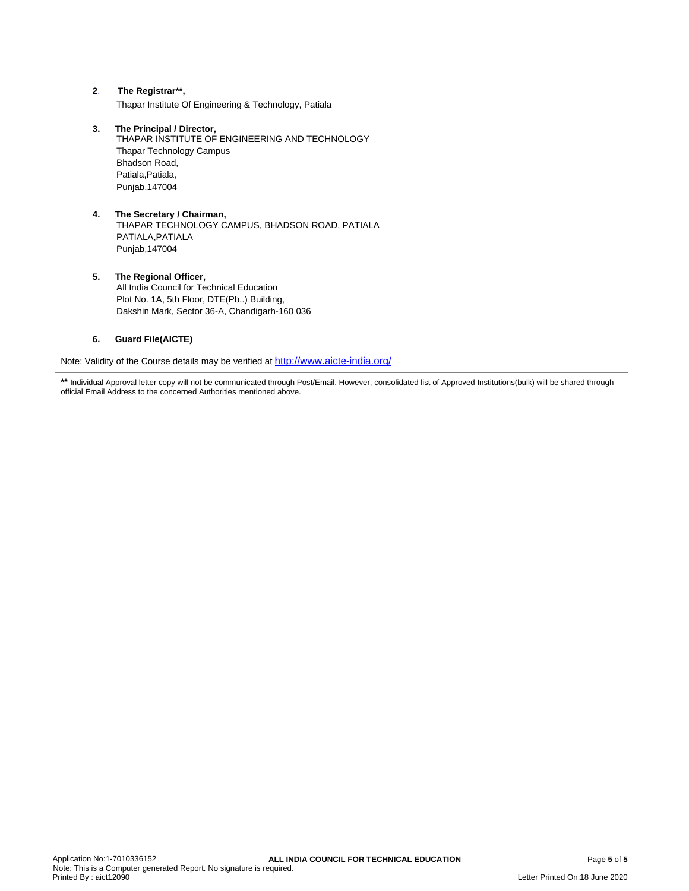**2**. **The Registrar\*\*,**
Thapar Institute Of Engineering & Technology, Patiala

**3. The Principal / Director,**
THAPAR INSTITUTE OF ENGINEERING AND TECHNOLOGY
Thapar Technology Campus
Bhadson Road,
Patiala,Patiala,
Punjab,147004

**4. The Secretary / Chairman,**
THAPAR TECHNOLOGY CAMPUS, BHADSON ROAD, PATIALA
PATIALA,PATIALA
Punjab,147004

**5. The Regional Officer,**
All India Council for Technical Education
Plot No. 1A, 5th Floor, DTE(Pb..) Building,
Dakshin Mark, Sector 36-A, Chandigarh-160 036

**6. Guard File(AICTE)**

Note: Validity of the Course details may be verified at http://www.aicte-india.org/

---

**\*\*** Individual Approval letter copy will not be communicated through Post/Email. However, consolidated list of Approved Institutions(bulk) will be shared through official Email Address to the concerned Authorities mentioned above.

Application No:1-7010336152
Note: This is a Computer generated Report. No signature is required.
Printed By : aict12090

**ALL INDIA COUNCIL FOR TECHNICAL EDUCATION**

Letter Printed On:18 June 2020